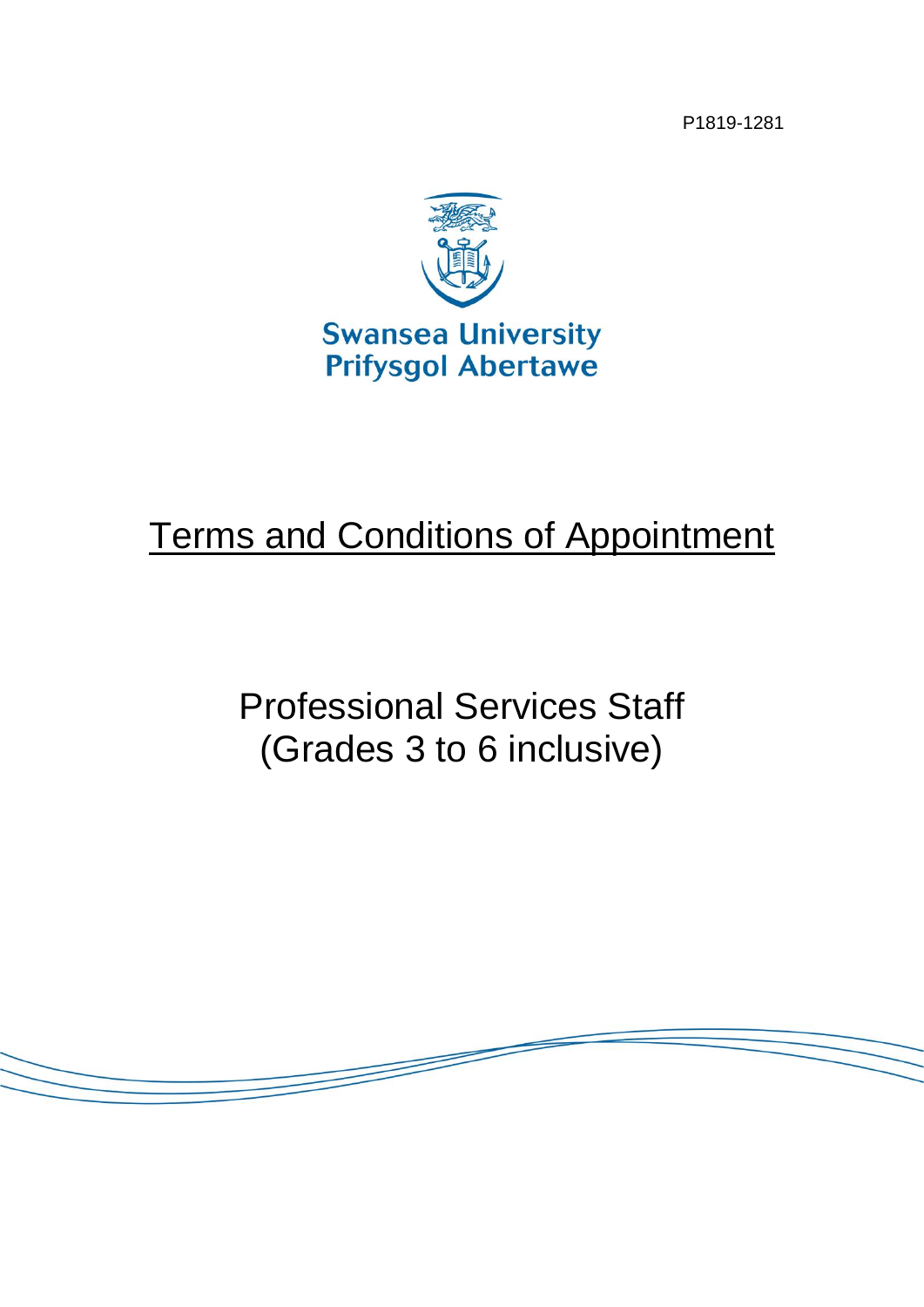P1819-1281

Swansea University
Prifysgol Abertawe

# Terms and Conditions of Appointment

## Professional Services Staff
## (Grades 3 to 6 inclusive)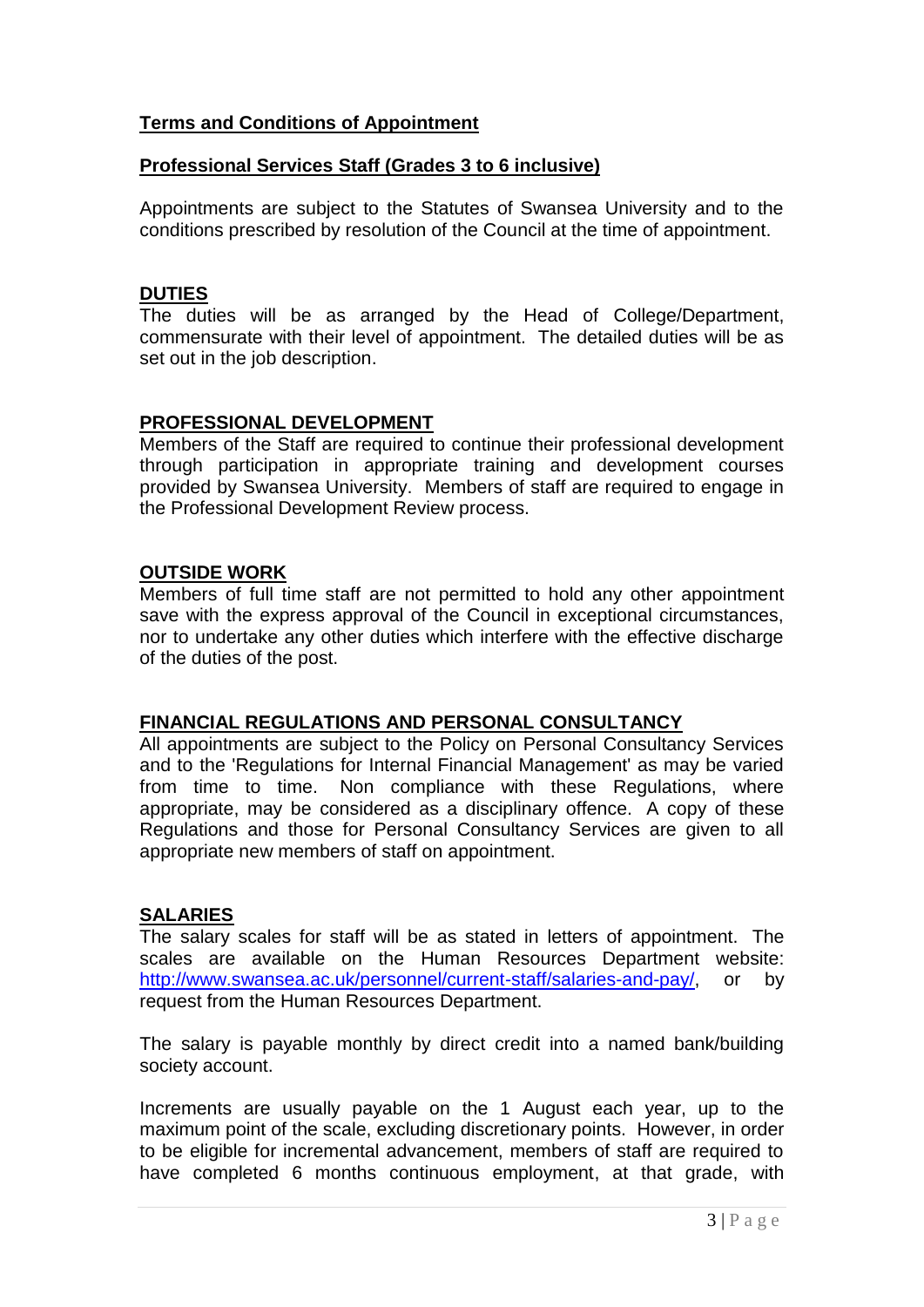**Terms and Conditions of Appointment**

**Professional Services Staff (Grades 3 to 6 inclusive)**

Appointments are subject to the Statutes of Swansea University and to the conditions prescribed by resolution of the Council at the time of appointment.

**DUTIES**

The duties will be as arranged by the Head of College/Department, commensurate with their level of appointment. The detailed duties will be as set out in the job description.

**PROFESSIONAL DEVELOPMENT**

Members of the Staff are required to continue their professional development through participation in appropriate training and development courses provided by Swansea University. Members of staff are required to engage in the Professional Development Review process.

**OUTSIDE WORK**

Members of full time staff are not permitted to hold any other appointment save with the express approval of the Council in exceptional circumstances, nor to undertake any other duties which interfere with the effective discharge of the duties of the post.

**FINANCIAL REGULATIONS AND PERSONAL CONSULTANCY**

All appointments are subject to the Policy on Personal Consultancy Services and to the 'Regulations for Internal Financial Management' as may be varied from time to time. Non compliance with these Regulations, where appropriate, may be considered as a disciplinary offence. A copy of these Regulations and those for Personal Consultancy Services are given to all appropriate new members of staff on appointment.

**SALARIES**

The salary scales for staff will be as stated in letters of appointment. The scales are available on the Human Resources Department website: [http://www.swansea.ac.uk/personnel/current-staff/salaries-and-pay/](http://www.swansea.ac.uk/personnel/current-staff/salaries-and-pay/), or by request from the Human Resources Department.

The salary is payable monthly by direct credit into a named bank/building society account.

Increments are usually payable on the 1 August each year, up to the maximum point of the scale, excluding discretionary points. However, in order to be eligible for incremental advancement, members of staff are required to have completed 6 months continuous employment, at that grade, with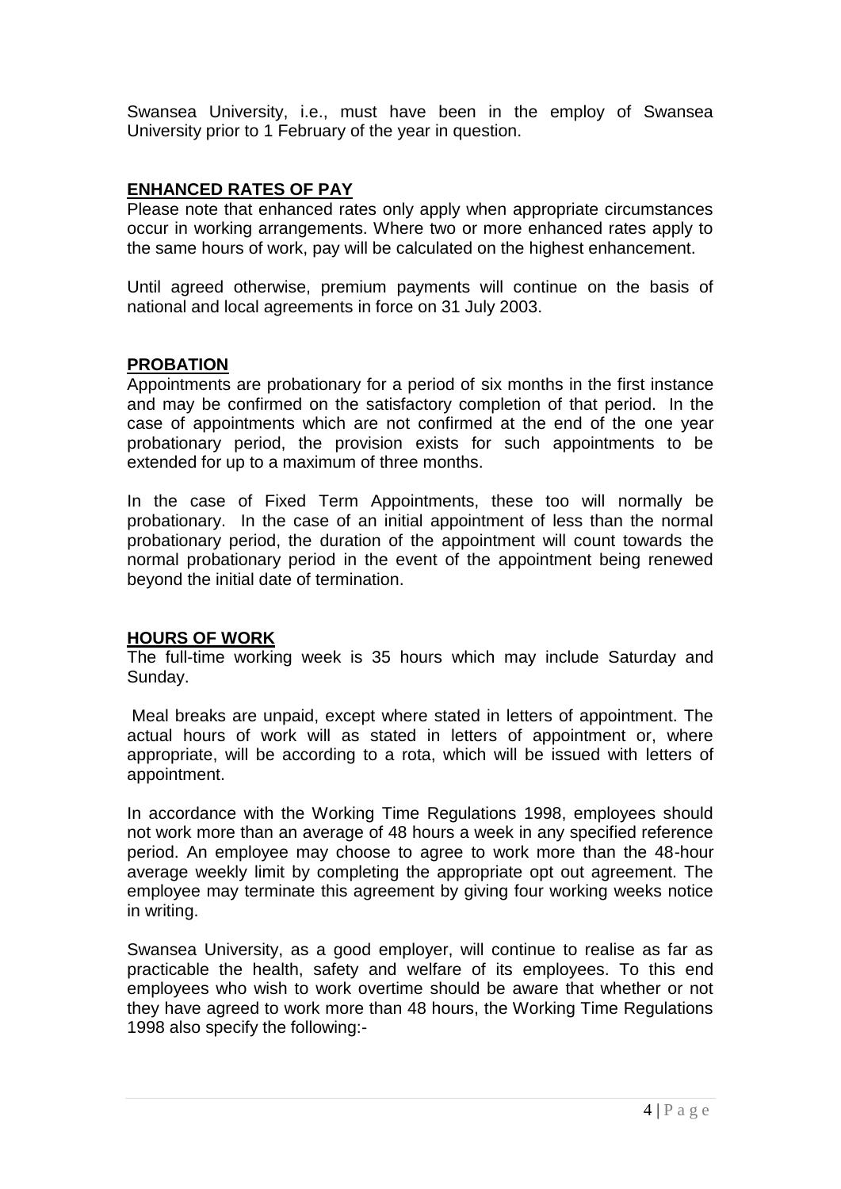Swansea University, i.e., must have been in the employ of Swansea University prior to 1 February of the year in question.

## ENHANCED RATES OF PAY

Please note that enhanced rates only apply when appropriate circumstances occur in working arrangements. Where two or more enhanced rates apply to the same hours of work, pay will be calculated on the highest enhancement.

Until agreed otherwise, premium payments will continue on the basis of national and local agreements in force on 31 July 2003.

## PROBATION

Appointments are probationary for a period of six months in the first instance and may be confirmed on the satisfactory completion of that period. In the case of appointments which are not confirmed at the end of the one year probationary period, the provision exists for such appointments to be extended for up to a maximum of three months.

In the case of Fixed Term Appointments, these too will normally be probationary. In the case of an initial appointment of less than the normal probationary period, the duration of the appointment will count towards the normal probationary period in the event of the appointment being renewed beyond the initial date of termination.

## HOURS OF WORK

The full-time working week is 35 hours which may include Saturday and Sunday.

Meal breaks are unpaid, except where stated in letters of appointment. The actual hours of work will as stated in letters of appointment or, where appropriate, will be according to a rota, which will be issued with letters of appointment.

In accordance with the Working Time Regulations 1998, employees should not work more than an average of 48 hours a week in any specified reference period. An employee may choose to agree to work more than the 48-hour average weekly limit by completing the appropriate opt out agreement. The employee may terminate this agreement by giving four working weeks notice in writing.

Swansea University, as a good employer, will continue to realise as far as practicable the health, safety and welfare of its employees. To this end employees who wish to work overtime should be aware that whether or not they have agreed to work more than 48 hours, the Working Time Regulations 1998 also specify the following:-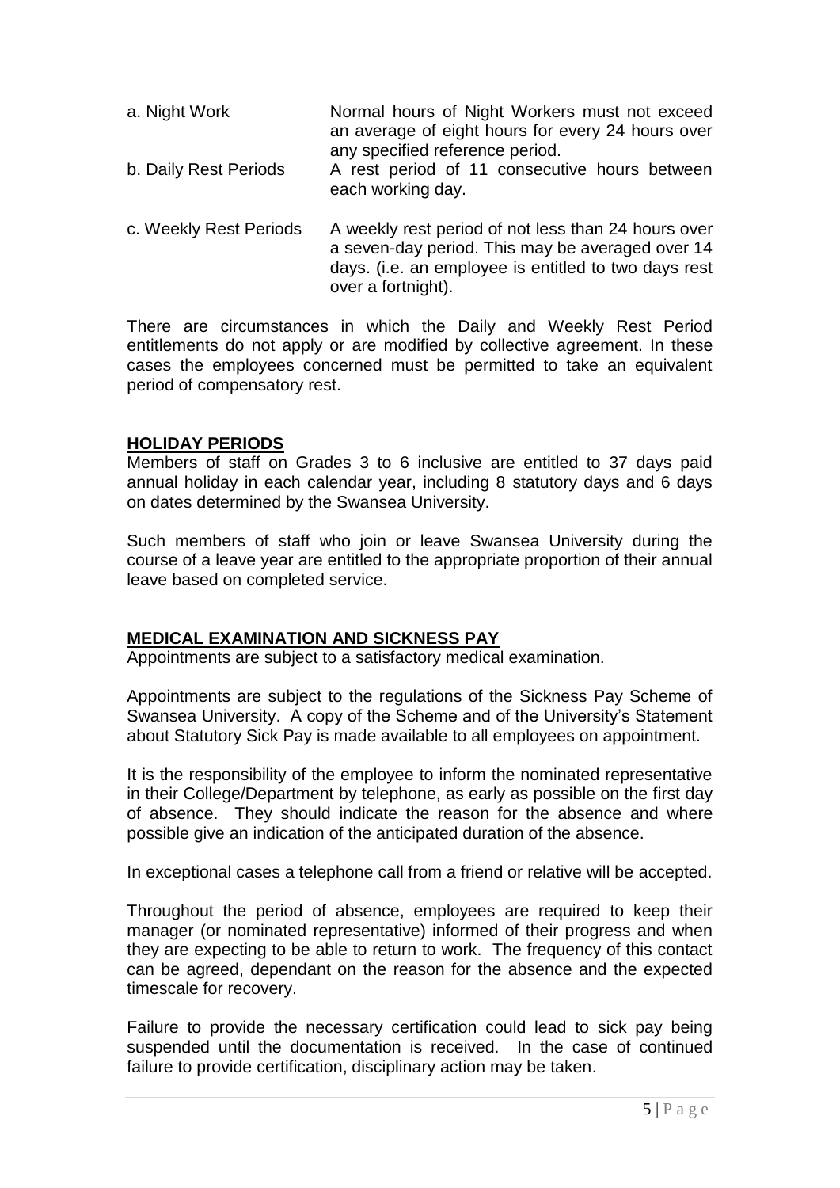| | |
|---|---|
| a. Night Work | Normal hours of Night Workers must not exceed an average of eight hours for every 24 hours over any specified reference period. |
| b. Daily Rest Periods | A rest period of 11 consecutive hours between each working day. |
| c. Weekly Rest Periods | A weekly rest period of not less than 24 hours over a seven-day period. This may be averaged over 14 days. (i.e. an employee is entitled to two days rest over a fortnight). |

There are circumstances in which the Daily and Weekly Rest Period entitlements do not apply or are modified by collective agreement. In these cases the employees concerned must be permitted to take an equivalent period of compensatory rest.

## HOLIDAY PERIODS

Members of staff on Grades 3 to 6 inclusive are entitled to 37 days paid annual holiday in each calendar year, including 8 statutory days and 6 days on dates determined by the Swansea University.

Such members of staff who join or leave Swansea University during the course of a leave year are entitled to the appropriate proportion of their annual leave based on completed service.

## MEDICAL EXAMINATION AND SICKNESS PAY

Appointments are subject to a satisfactory medical examination.

Appointments are subject to the regulations of the Sickness Pay Scheme of Swansea University. A copy of the Scheme and of the University's Statement about Statutory Sick Pay is made available to all employees on appointment.

It is the responsibility of the employee to inform the nominated representative in their College/Department by telephone, as early as possible on the first day of absence. They should indicate the reason for the absence and where possible give an indication of the anticipated duration of the absence.

In exceptional cases a telephone call from a friend or relative will be accepted.

Throughout the period of absence, employees are required to keep their manager (or nominated representative) informed of their progress and when they are expecting to be able to return to work. The frequency of this contact can be agreed, dependant on the reason for the absence and the expected timescale for recovery.

Failure to provide the necessary certification could lead to sick pay being suspended until the documentation is received. In the case of continued failure to provide certification, disciplinary action may be taken.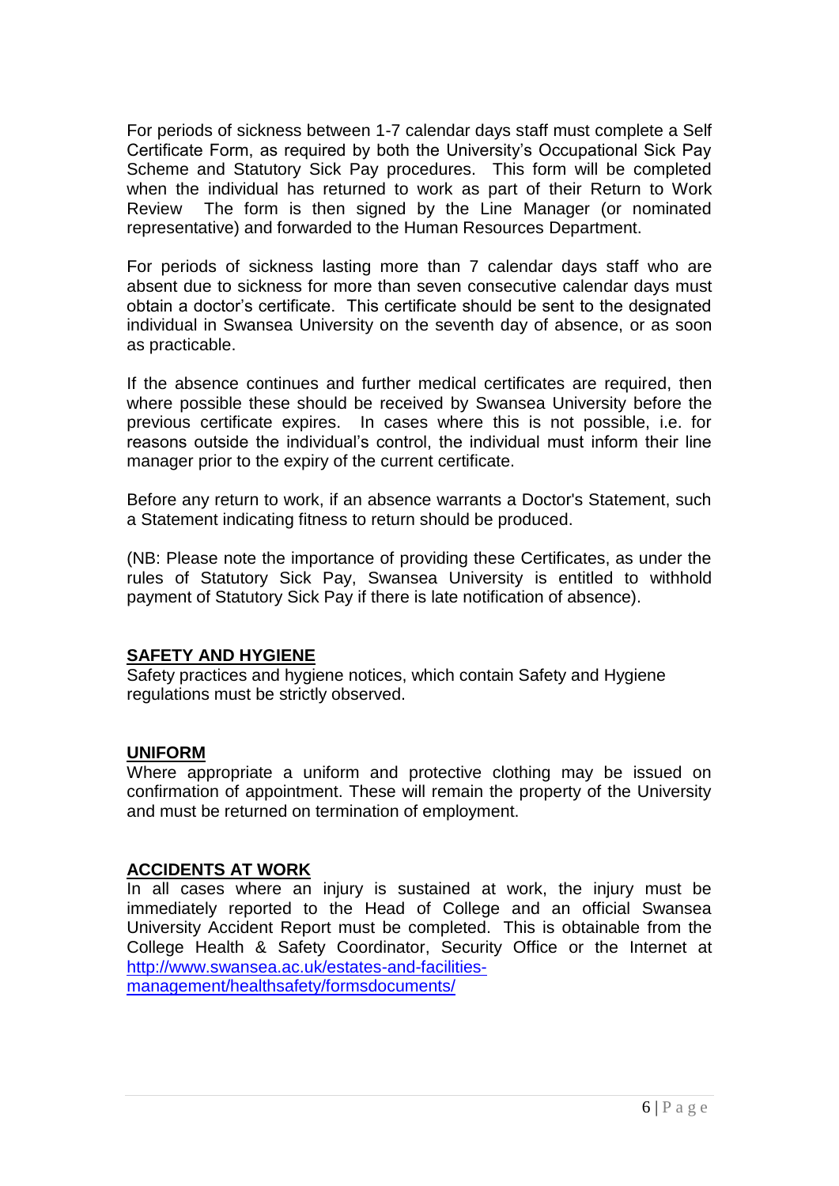For periods of sickness between 1-7 calendar days staff must complete a Self Certificate Form, as required by both the University's Occupational Sick Pay Scheme and Statutory Sick Pay procedures. This form will be completed when the individual has returned to work as part of their Return to Work Review The form is then signed by the Line Manager (or nominated representative) and forwarded to the Human Resources Department.

For periods of sickness lasting more than 7 calendar days staff who are absent due to sickness for more than seven consecutive calendar days must obtain a doctor's certificate. This certificate should be sent to the designated individual in Swansea University on the seventh day of absence, or as soon as practicable.

If the absence continues and further medical certificates are required, then where possible these should be received by Swansea University before the previous certificate expires. In cases where this is not possible, i.e. for reasons outside the individual's control, the individual must inform their line manager prior to the expiry of the current certificate.

Before any return to work, if an absence warrants a Doctor's Statement, such a Statement indicating fitness to return should be produced.

(NB: Please note the importance of providing these Certificates, as under the rules of Statutory Sick Pay, Swansea University is entitled to withhold payment of Statutory Sick Pay if there is late notification of absence).

## SAFETY AND HYGIENE

Safety practices and hygiene notices, which contain Safety and Hygiene regulations must be strictly observed.

## UNIFORM

Where appropriate a uniform and protective clothing may be issued on confirmation of appointment. These will remain the property of the University and must be returned on termination of employment.

## ACCIDENTS AT WORK

In all cases where an injury is sustained at work, the injury must be immediately reported to the Head of College and an official Swansea University Accident Report must be completed. This is obtainable from the College Health & Safety Coordinator, Security Office or the Internet at [http://www.swansea.ac.uk/estates-and-facilities-management/healthsafety/formsdocuments/](http://www.swansea.ac.uk/estates-and-facilities-management/healthsafety/formsdocuments/)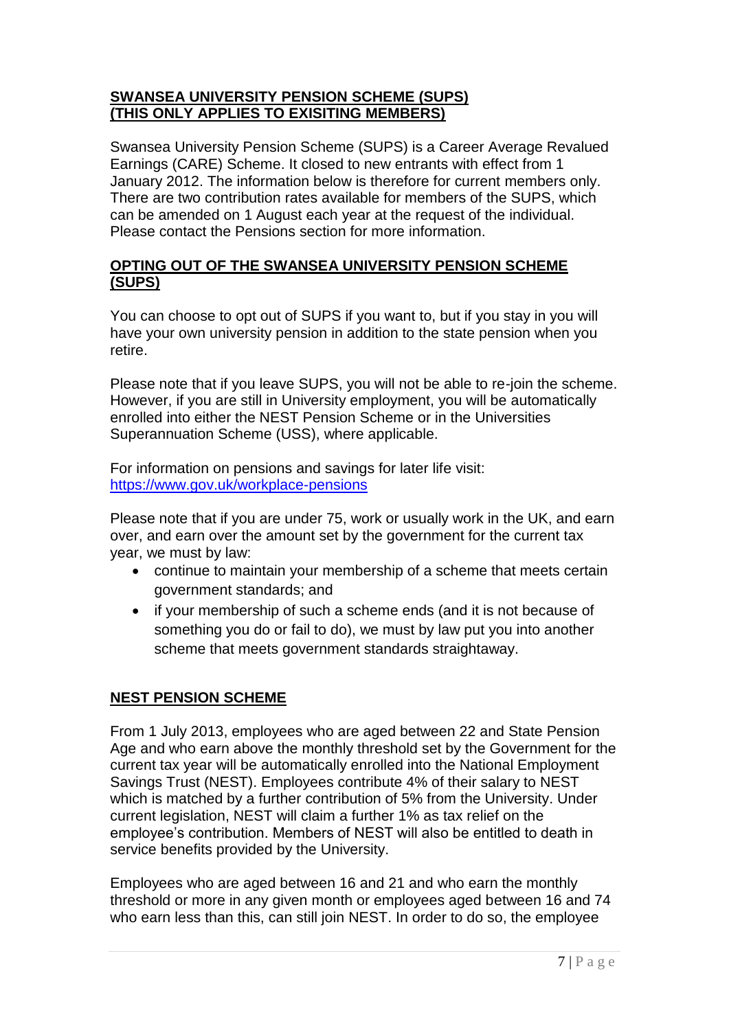## SWANSEA UNIVERSITY PENSION SCHEME (SUPS) (THIS ONLY APPLIES TO EXISITING MEMBERS)

Swansea University Pension Scheme (SUPS) is a Career Average Revalued Earnings (CARE) Scheme. It closed to new entrants with effect from 1 January 2012. The information below is therefore for current members only. There are two contribution rates available for members of the SUPS, which can be amended on 1 August each year at the request of the individual. Please contact the Pensions section for more information.

## OPTING OUT OF THE SWANSEA UNIVERSITY PENSION SCHEME (SUPS)

You can choose to opt out of SUPS if you want to, but if you stay in you will have your own university pension in addition to the state pension when you retire.

Please note that if you leave SUPS, you will not be able to re-join the scheme. However, if you are still in University employment, you will be automatically enrolled into either the NEST Pension Scheme or in the Universities Superannuation Scheme (USS), where applicable.

For information on pensions and savings for later life visit: [https://www.gov.uk/workplace-pensions](https://www.gov.uk/workplace-pensions)

Please note that if you are under 75, work or usually work in the UK, and earn over, and earn over the amount set by the government for the current tax year, we must by law:

- continue to maintain your membership of a scheme that meets certain government standards; and
- if your membership of such a scheme ends (and it is not because of something you do or fail to do), we must by law put you into another scheme that meets government standards straightaway.

## NEST PENSION SCHEME

From 1 July 2013, employees who are aged between 22 and State Pension Age and who earn above the monthly threshold set by the Government for the current tax year will be automatically enrolled into the National Employment Savings Trust (NEST). Employees contribute 4% of their salary to NEST which is matched by a further contribution of 5% from the University. Under current legislation, NEST will claim a further 1% as tax relief on the employee's contribution. Members of NEST will also be entitled to death in service benefits provided by the University.

Employees who are aged between 16 and 21 and who earn the monthly threshold or more in any given month or employees aged between 16 and 74 who earn less than this, can still join NEST. In order to do so, the employee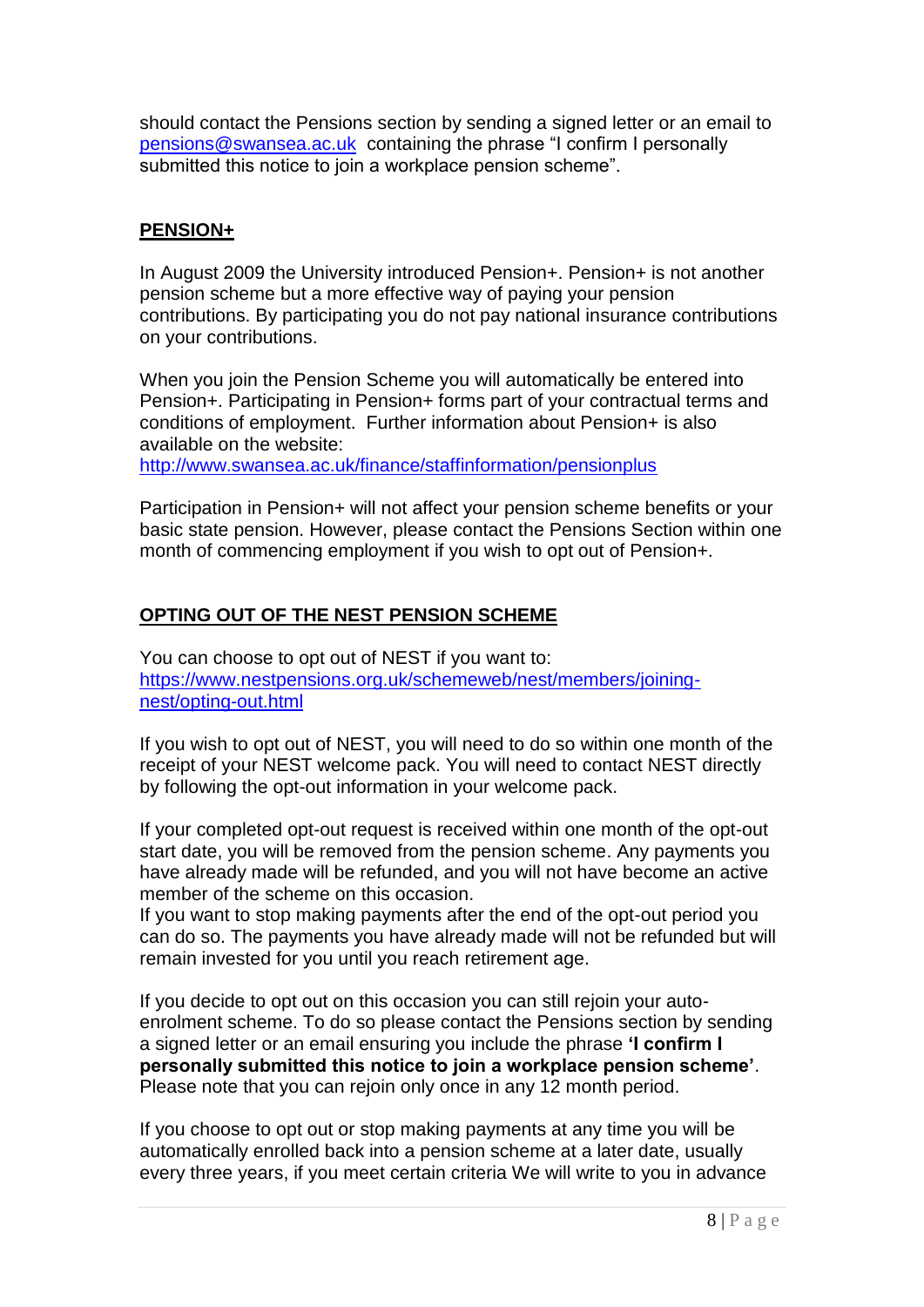should contact the Pensions section by sending a signed letter or an email to pensions@swansea.ac.uk containing the phrase "I confirm I personally submitted this notice to join a workplace pension scheme".

## PENSION+

In August 2009 the University introduced Pension+. Pension+ is not another pension scheme but a more effective way of paying your pension contributions. By participating you do not pay national insurance contributions on your contributions.

When you join the Pension Scheme you will automatically be entered into Pension+. Participating in Pension+ forms part of your contractual terms and conditions of employment. Further information about Pension+ is also available on the website:
http://www.swansea.ac.uk/finance/staffinformation/pensionplus

Participation in Pension+ will not affect your pension scheme benefits or your basic state pension. However, please contact the Pensions Section within one month of commencing employment if you wish to opt out of Pension+.

## OPTING OUT OF THE NEST PENSION SCHEME

You can choose to opt out of NEST if you want to:
https://www.nestpensions.org.uk/schemeweb/nest/members/joining-nest/opting-out.html

If you wish to opt out of NEST, you will need to do so within one month of the receipt of your NEST welcome pack. You will need to contact NEST directly by following the opt-out information in your welcome pack.

If your completed opt-out request is received within one month of the opt-out start date, you will be removed from the pension scheme. Any payments you have already made will be refunded, and you will not have become an active member of the scheme on this occasion.
If you want to stop making payments after the end of the opt-out period you can do so. The payments you have already made will not be refunded but will remain invested for you until you reach retirement age.

If you decide to opt out on this occasion you can still rejoin your auto-enrolment scheme. To do so please contact the Pensions section by sending a signed letter or an email ensuring you include the phrase **'I confirm I personally submitted this notice to join a workplace pension scheme'**. Please note that you can rejoin only once in any 12 month period.

If you choose to opt out or stop making payments at any time you will be automatically enrolled back into a pension scheme at a later date, usually every three years, if you meet certain criteria We will write to you in advance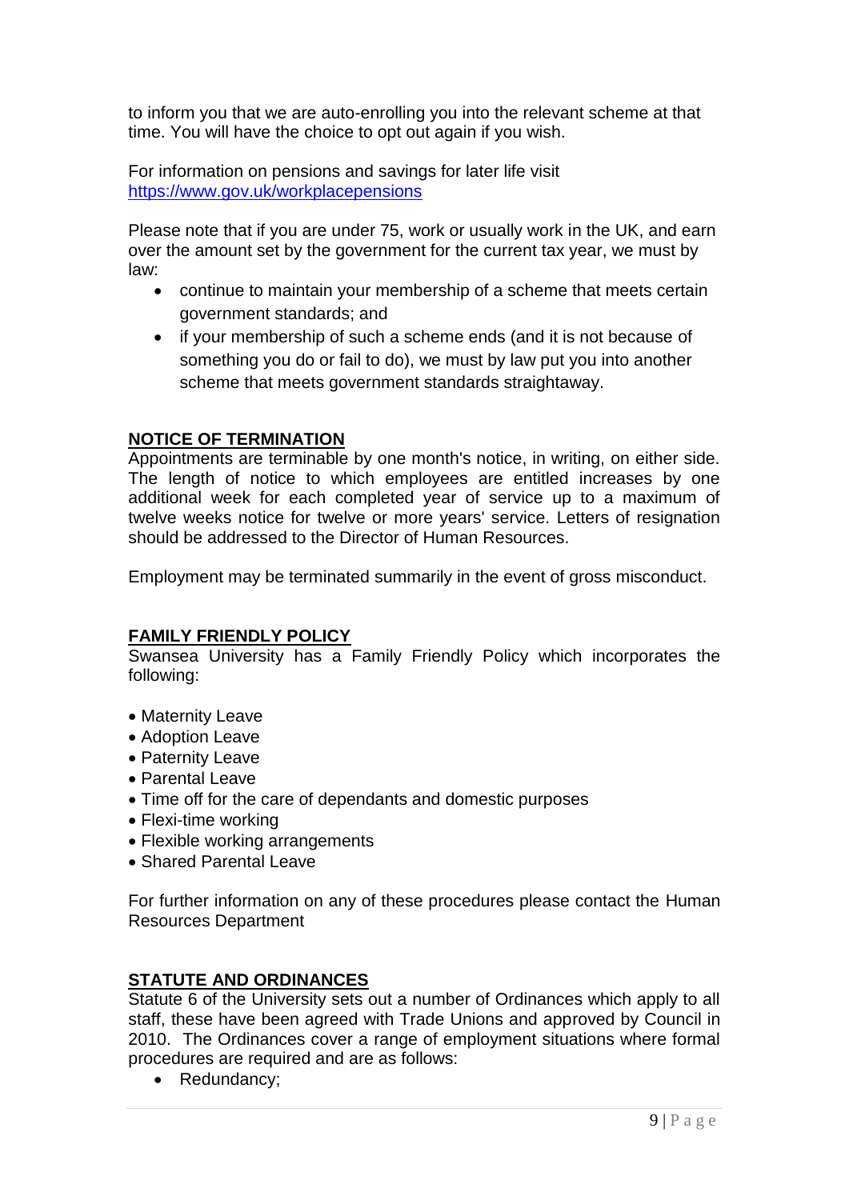to inform you that we are auto-enrolling you into the relevant scheme at that time. You will have the choice to opt out again if you wish.

For information on pensions and savings for later life visit [https://www.gov.uk/workplacepensions](https://www.gov.uk/workplacepensions)

Please note that if you are under 75, work or usually work in the UK, and earn over the amount set by the government for the current tax year, we must by law:

- continue to maintain your membership of a scheme that meets certain government standards; and
- if your membership of such a scheme ends (and it is not because of something you do or fail to do), we must by law put you into another scheme that meets government standards straightaway.

## NOTICE OF TERMINATION

Appointments are terminable by one month's notice, in writing, on either side. The length of notice to which employees are entitled increases by one additional week for each completed year of service up to a maximum of twelve weeks notice for twelve or more years' service. Letters of resignation should be addressed to the Director of Human Resources.

Employment may be terminated summarily in the event of gross misconduct.

## FAMILY FRIENDLY POLICY

Swansea University has a Family Friendly Policy which incorporates the following:

- Maternity Leave
- Adoption Leave
- Paternity Leave
- Parental Leave
- Time off for the care of dependants and domestic purposes
- Flexi-time working
- Flexible working arrangements
- Shared Parental Leave

For further information on any of these procedures please contact the Human Resources Department

## STATUTE AND ORDINANCES

Statute 6 of the University sets out a number of Ordinances which apply to all staff, these have been agreed with Trade Unions and approved by Council in 2010. The Ordinances cover a range of employment situations where formal procedures are required and are as follows:

- Redundancy;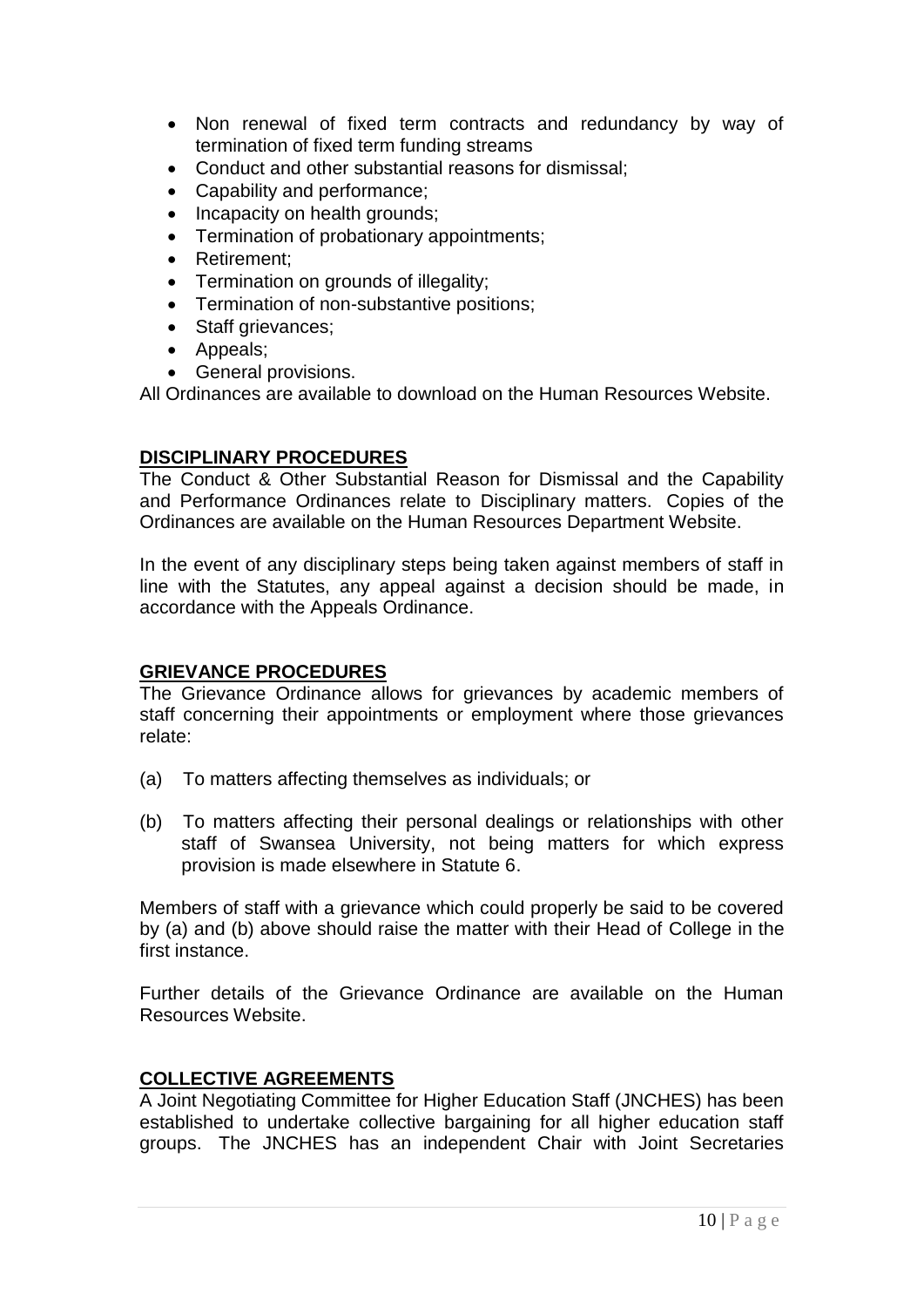- Non renewal of fixed term contracts and redundancy by way of termination of fixed term funding streams
- Conduct and other substantial reasons for dismissal;
- Capability and performance;
- Incapacity on health grounds;
- Termination of probationary appointments;
- Retirement;
- Termination on grounds of illegality;
- Termination of non-substantive positions;
- Staff grievances;
- Appeals;
- General provisions.

All Ordinances are available to download on the Human Resources Website.

## DISCIPLINARY PROCEDURES

The Conduct & Other Substantial Reason for Dismissal and the Capability and Performance Ordinances relate to Disciplinary matters. Copies of the Ordinances are available on the Human Resources Department Website.

In the event of any disciplinary steps being taken against members of staff in line with the Statutes, any appeal against a decision should be made, in accordance with the Appeals Ordinance.

## GRIEVANCE PROCEDURES

The Grievance Ordinance allows for grievances by academic members of staff concerning their appointments or employment where those grievances relate:

(a) To matters affecting themselves as individuals; or

(b) To matters affecting their personal dealings or relationships with other staff of Swansea University, not being matters for which express provision is made elsewhere in Statute 6.

Members of staff with a grievance which could properly be said to be covered by (a) and (b) above should raise the matter with their Head of College in the first instance.

Further details of the Grievance Ordinance are available on the Human Resources Website.

## COLLECTIVE AGREEMENTS

A Joint Negotiating Committee for Higher Education Staff (JNCHES) has been established to undertake collective bargaining for all higher education staff groups. The JNCHES has an independent Chair with Joint Secretaries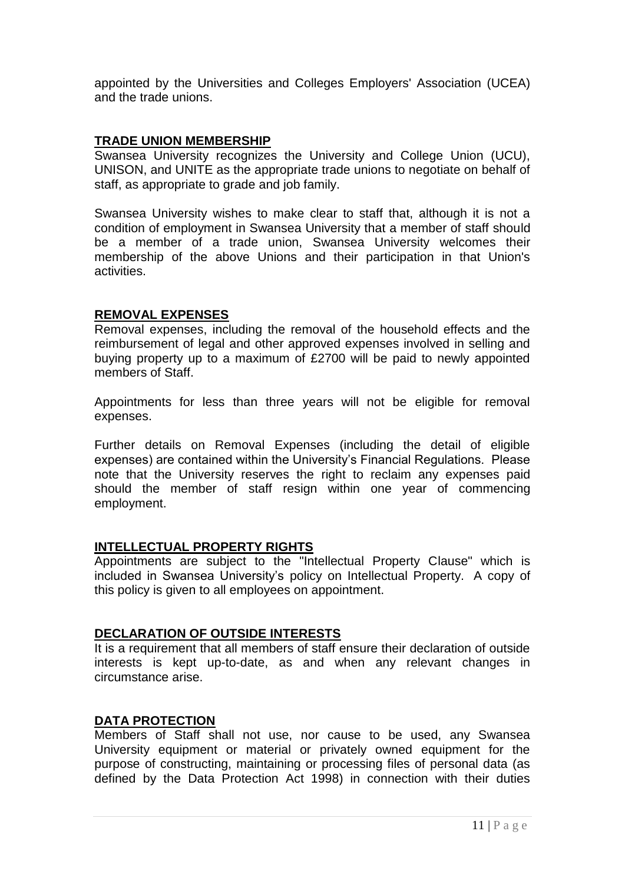appointed by the Universities and Colleges Employers' Association (UCEA) and the trade unions.

## TRADE UNION MEMBERSHIP

Swansea University recognizes the University and College Union (UCU), UNISON, and UNITE as the appropriate trade unions to negotiate on behalf of staff, as appropriate to grade and job family.

Swansea University wishes to make clear to staff that, although it is not a condition of employment in Swansea University that a member of staff should be a member of a trade union, Swansea University welcomes their membership of the above Unions and their participation in that Union's activities.

## REMOVAL EXPENSES

Removal expenses, including the removal of the household effects and the reimbursement of legal and other approved expenses involved in selling and buying property up to a maximum of £2700 will be paid to newly appointed members of Staff.

Appointments for less than three years will not be eligible for removal expenses.

Further details on Removal Expenses (including the detail of eligible expenses) are contained within the University's Financial Regulations. Please note that the University reserves the right to reclaim any expenses paid should the member of staff resign within one year of commencing employment.

## INTELLECTUAL PROPERTY RIGHTS

Appointments are subject to the "Intellectual Property Clause" which is included in Swansea University's policy on Intellectual Property. A copy of this policy is given to all employees on appointment.

## DECLARATION OF OUTSIDE INTERESTS

It is a requirement that all members of staff ensure their declaration of outside interests is kept up-to-date, as and when any relevant changes in circumstance arise.

## DATA PROTECTION

Members of Staff shall not use, nor cause to be used, any Swansea University equipment or material or privately owned equipment for the purpose of constructing, maintaining or processing files of personal data (as defined by the Data Protection Act 1998) in connection with their duties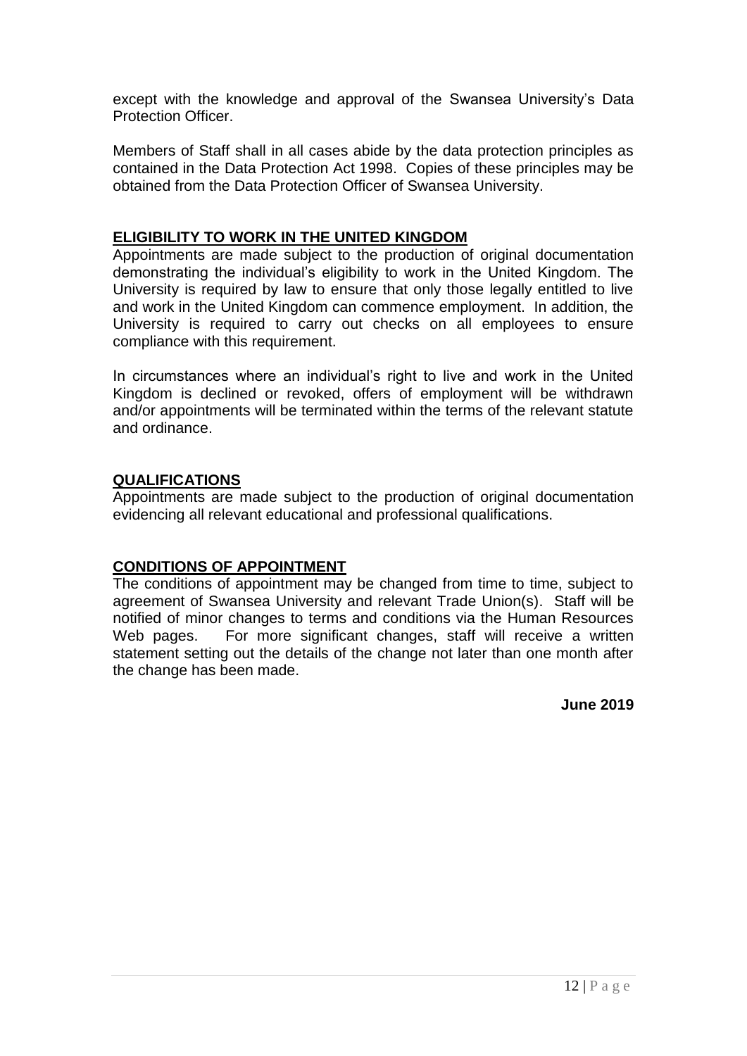except with the knowledge and approval of the Swansea University's Data Protection Officer.

Members of Staff shall in all cases abide by the data protection principles as contained in the Data Protection Act 1998. Copies of these principles may be obtained from the Data Protection Officer of Swansea University.

## ELIGIBILITY TO WORK IN THE UNITED KINGDOM

Appointments are made subject to the production of original documentation demonstrating the individual's eligibility to work in the United Kingdom. The University is required by law to ensure that only those legally entitled to live and work in the United Kingdom can commence employment. In addition, the University is required to carry out checks on all employees to ensure compliance with this requirement.

In circumstances where an individual's right to live and work in the United Kingdom is declined or revoked, offers of employment will be withdrawn and/or appointments will be terminated within the terms of the relevant statute and ordinance.

## QUALIFICATIONS

Appointments are made subject to the production of original documentation evidencing all relevant educational and professional qualifications.

## CONDITIONS OF APPOINTMENT

The conditions of appointment may be changed from time to time, subject to agreement of Swansea University and relevant Trade Union(s). Staff will be notified of minor changes to terms and conditions via the Human Resources Web pages. For more significant changes, staff will receive a written statement setting out the details of the change not later than one month after the change has been made.

**June 2019**